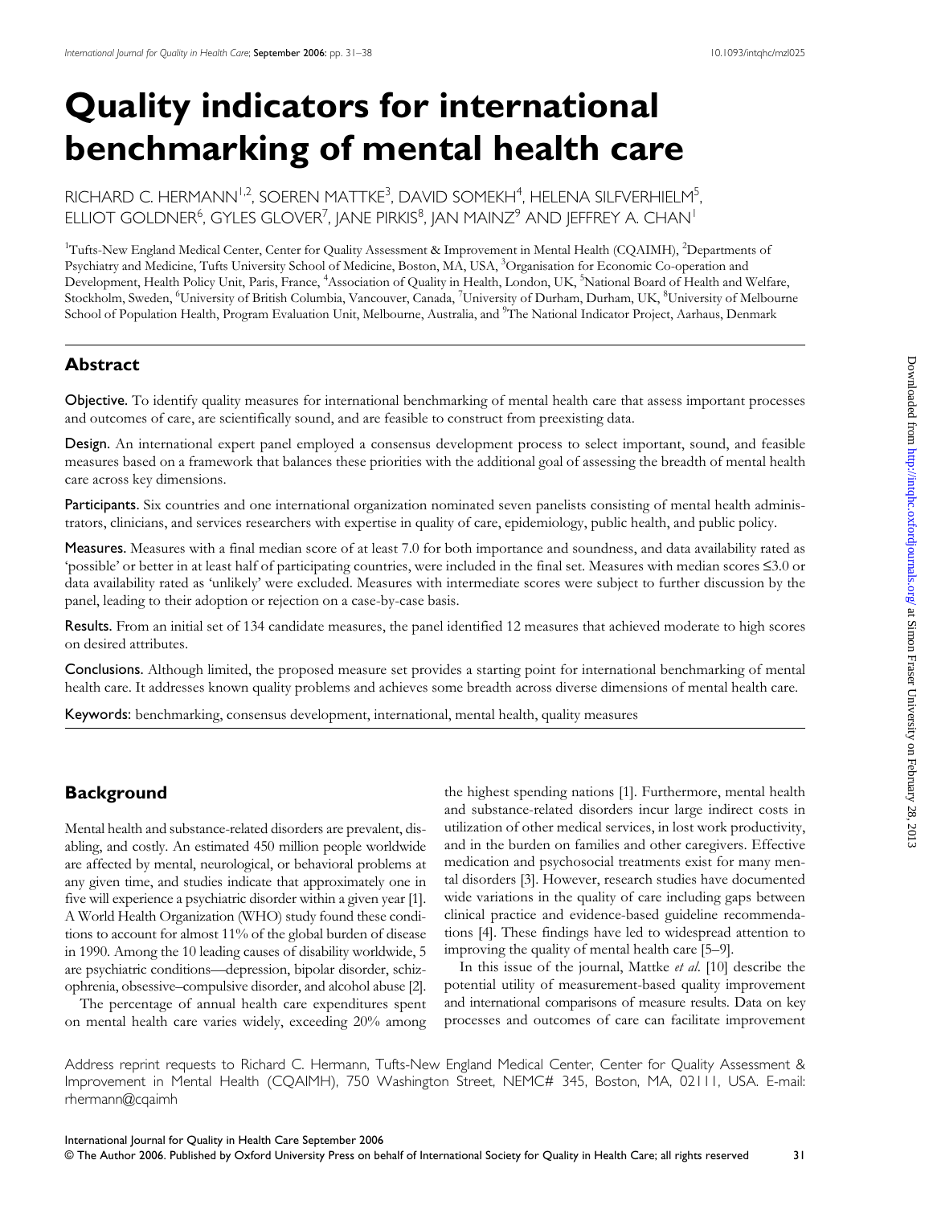# Quality indicators for international benchmarking of mental health care

RICHARD C. HERMANN[1,2], SOEREN MATTKE[3], DAVID SOMEKH[4], HELENA SILFVERHIELM[5], ELLIOT GOLDNER[6], GYLES GLOVER[7], JANE PIRKIS[8], JAN MAINZ[9] AND JEFFREY A. CHAN[1]

[1]Tufts-New England Medical Center, Center for Quality Assessment & Improvement in Mental Health (CQAIMH), [2]Departments of Psychiatry and Medicine, Tufts University School of Medicine, Boston, MA, USA, [3]Organisation for Economic Co-operation and Development, Health Policy Unit, Paris, France, [4]Association of Quality in Health, London, UK, [5]National Board of Health and Welfare, Stockholm, Sweden, [6]University of British Columbia, Vancouver, Canada, [7]University of Durham, Durham, UK, [8]University of Melbourne School of Population Health, Program Evaluation Unit, Melbourne, Australia, and [9]The National Indicator Project, Aarhaus, Denmark

## Abstract

**Objective.** To identify quality measures for international benchmarking of mental health care that assess important processes and outcomes of care, are scientifically sound, and are feasible to construct from preexisting data.

**Design.** An international expert panel employed a consensus development process to select important, sound, and feasible measures based on a framework that balances these priorities with the additional goal of assessing the breadth of mental health care across key dimensions.

**Participants.** Six countries and one international organization nominated seven panelists consisting of mental health administrators, clinicians, and services researchers with expertise in quality of care, epidemiology, public health, and public policy.

**Measures.** Measures with a final median score of at least 7.0 for both importance and soundness, and data availability rated as 'possible' or better in at least half of participating countries, were included in the final set. Measures with median scores ≤3.0 or data availability rated as 'unlikely' were excluded. Measures with intermediate scores were subject to further discussion by the panel, leading to their adoption or rejection on a case-by-case basis.

**Results.** From an initial set of 134 candidate measures, the panel identified 12 measures that achieved moderate to high scores on desired attributes.

**Conclusions.** Although limited, the proposed measure set provides a starting point for international benchmarking of mental health care. It addresses known quality problems and achieves some breadth across diverse dimensions of mental health care.

**Keywords:** benchmarking, consensus development, international, mental health, quality measures

## Background

Mental health and substance-related disorders are prevalent, disabling, and costly. An estimated 450 million people worldwide are affected by mental, neurological, or behavioral problems at any given time, and studies indicate that approximately one in five will experience a psychiatric disorder within a given year [1]. A World Health Organization (WHO) study found these conditions to account for almost 11% of the global burden of disease in 1990. Among the 10 leading causes of disability worldwide, 5 are psychiatric conditions—depression, bipolar disorder, schizophrenia, obsessive–compulsive disorder, and alcohol abuse [2].

The percentage of annual health care expenditures spent on mental health care varies widely, exceeding 20% among the highest spending nations [1]. Furthermore, mental health and substance-related disorders incur large indirect costs in utilization of other medical services, in lost work productivity, and in the burden on families and other caregivers. Effective medication and psychosocial treatments exist for many mental disorders [3]. However, research studies have documented wide variations in the quality of care including gaps between clinical practice and evidence-based guideline recommendations [4]. These findings have led to widespread attention to improving the quality of mental health care [5–9].

In this issue of the journal, Mattke *et al*. [10] describe the potential utility of measurement-based quality improvement and international comparisons of measure results. Data on key processes and outcomes of care can facilitate improvement

Address reprint requests to Richard C. Hermann, Tufts-New England Medical Center, Center for Quality Assessment & Improvement in Mental Health (CQAIMH), 750 Washington Street, NEMC# 345, Boston, MA, 02111, USA. E-mail: rhermann@cqaimh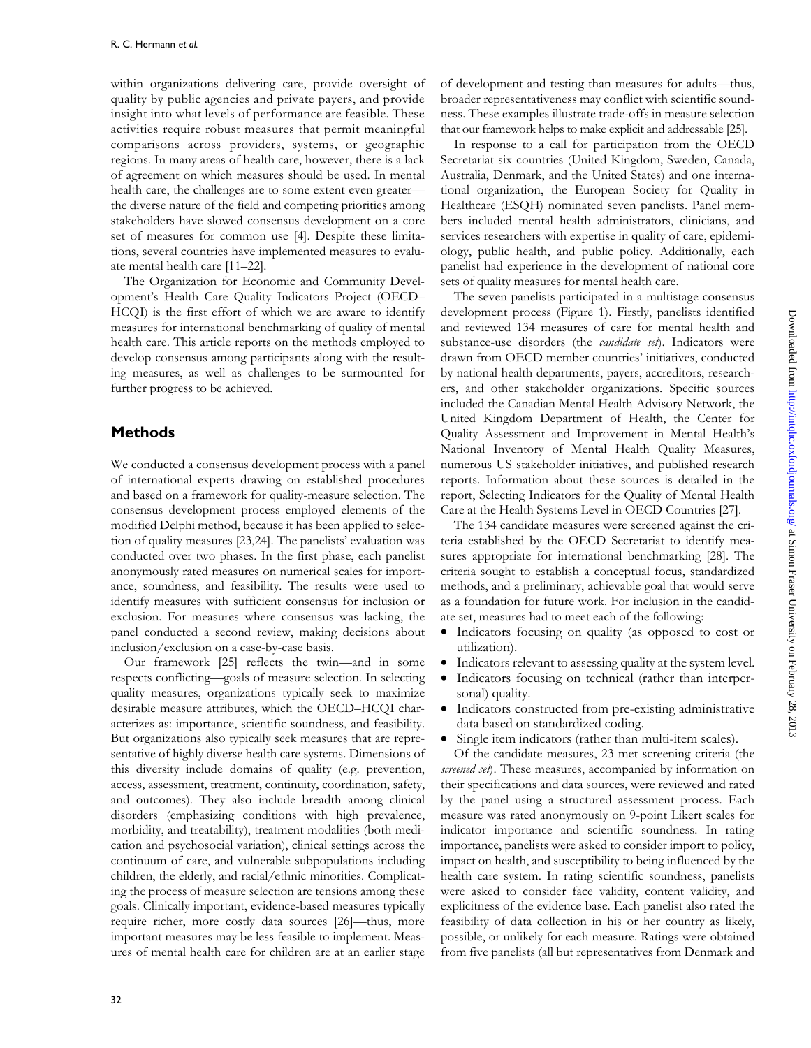within organizations delivering care, provide oversight of quality by public agencies and private payers, and provide insight into what levels of performance are feasible. These activities require robust measures that permit meaningful comparisons across providers, systems, or geographic regions. In many areas of health care, however, there is a lack of agreement on which measures should be used. In mental health care, the challenges are to some extent even greater—the diverse nature of the field and competing priorities among stakeholders have slowed consensus development on a core set of measures for common use [4]. Despite these limitations, several countries have implemented measures to evaluate mental health care [11–22].

The Organization for Economic and Community Development's Health Care Quality Indicators Project (OECD–HCQI) is the first effort of which we are aware to identify measures for international benchmarking of quality of mental health care. This article reports on the methods employed to develop consensus among participants along with the resulting measures, as well as challenges to be surmounted for further progress to be achieved.

## Methods

We conducted a consensus development process with a panel of international experts drawing on established procedures and based on a framework for quality-measure selection. The consensus development process employed elements of the modified Delphi method, because it has been applied to selection of quality measures [23,24]. The panelists' evaluation was conducted over two phases. In the first phase, each panelist anonymously rated measures on numerical scales for importance, soundness, and feasibility. The results were used to identify measures with sufficient consensus for inclusion or exclusion. For measures where consensus was lacking, the panel conducted a second review, making decisions about inclusion/exclusion on a case-by-case basis.

Our framework [25] reflects the twin—and in some respects conflicting—goals of measure selection. In selecting quality measures, organizations typically seek to maximize desirable measure attributes, which the OECD–HCQI characterizes as: importance, scientific soundness, and feasibility. But organizations also typically seek measures that are representative of highly diverse health care systems. Dimensions of this diversity include domains of quality (e.g. prevention, access, assessment, treatment, continuity, coordination, safety, and outcomes). They also include breadth among clinical disorders (emphasizing conditions with high prevalence, morbidity, and treatability), treatment modalities (both medication and psychosocial variation), clinical settings across the continuum of care, and vulnerable subpopulations including children, the elderly, and racial/ethnic minorities. Complicating the process of measure selection are tensions among these goals. Clinically important, evidence-based measures typically require richer, more costly data sources [26]—thus, more important measures may be less feasible to implement. Measures of mental health care for children are at an earlier stage of development and testing than measures for adults—thus, broader representativeness may conflict with scientific soundness. These examples illustrate trade-offs in measure selection that our framework helps to make explicit and addressable [25].

In response to a call for participation from the OECD Secretariat six countries (United Kingdom, Sweden, Canada, Australia, Denmark, and the United States) and one international organization, the European Society for Quality in Healthcare (ESQH) nominated seven panelists. Panel members included mental health administrators, clinicians, and services researchers with expertise in quality of care, epidemiology, public health, and public policy. Additionally, each panelist had experience in the development of national core sets of quality measures for mental health care.

The seven panelists participated in a multistage consensus development process (Figure 1). Firstly, panelists identified and reviewed 134 measures of care for mental health and substance-use disorders (the *candidate set*). Indicators were drawn from OECD member countries' initiatives, conducted by national health departments, payers, accreditors, researchers, and other stakeholder organizations. Specific sources included the Canadian Mental Health Advisory Network, the United Kingdom Department of Health, the Center for Quality Assessment and Improvement in Mental Health's National Inventory of Mental Health Quality Measures, numerous US stakeholder initiatives, and published research reports. Information about these sources is detailed in the report, Selecting Indicators for the Quality of Mental Health Care at the Health Systems Level in OECD Countries [27].

The 134 candidate measures were screened against the criteria established by the OECD Secretariat to identify measures appropriate for international benchmarking [28]. The criteria sought to establish a conceptual focus, standardized methods, and a preliminary, achievable goal that would serve as a foundation for future work. For inclusion in the candidate set, measures had to meet each of the following:

- Indicators focusing on quality (as opposed to cost or utilization).
- Indicators relevant to assessing quality at the system level.
- Indicators focusing on technical (rather than interpersonal) quality.
- Indicators constructed from pre-existing administrative data based on standardized coding.
- Single item indicators (rather than multi-item scales).

Of the candidate measures, 23 met screening criteria (the *screened set*). These measures, accompanied by information on their specifications and data sources, were reviewed and rated by the panel using a structured assessment process. Each measure was rated anonymously on 9-point Likert scales for indicator importance and scientific soundness. In rating importance, panelists were asked to consider import to policy, impact on health, and susceptibility to being influenced by the health care system. In rating scientific soundness, panelists were asked to consider face validity, content validity, and explicitness of the evidence base. Each panelist also rated the feasibility of data collection in his or her country as likely, possible, or unlikely for each measure. Ratings were obtained from five panelists (all but representatives from Denmark and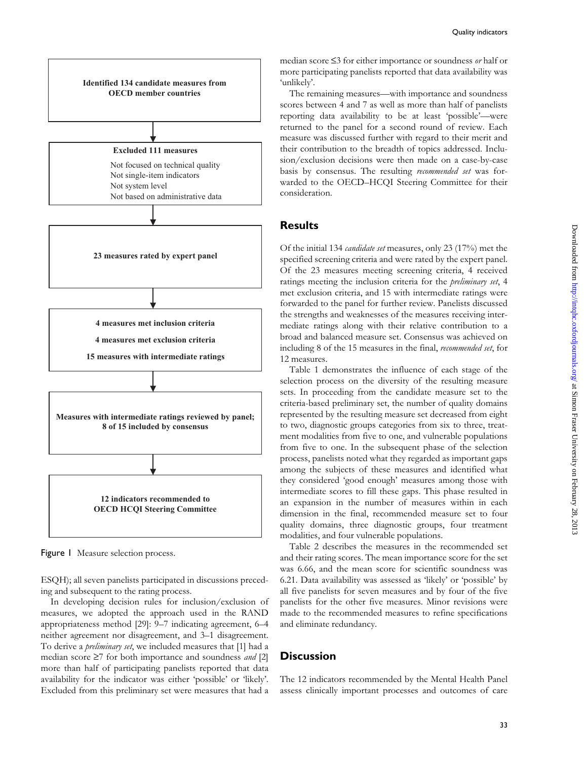**Identified 134 candidate measures from OECD member countries**

↓

**Excluded 111 measures**

Not focused on technical quality
Not single-item indicators
Not system level
Not based on administrative data

↓

**23 measures rated by expert panel**

↓

**4 measures met inclusion criteria**

**4 measures met exclusion criteria**

**15 measures with intermediate ratings**

↓

**Measures with intermediate ratings reviewed by panel; 8 of 15 included by consensus**

↓

**12 indicators recommended to OECD HCQI Steering Committee**

Figure 1 Measure selection process.

ESQH); all seven panelists participated in discussions preceding and subsequent to the rating process.

In developing decision rules for inclusion/exclusion of measures, we adopted the approach used in the RAND appropriateness method [29]: 9–7 indicating agreement, 6–4 neither agreement nor disagreement, and 3–1 disagreement. To derive a *preliminary set*, we included measures that [1] had a median score ≥7 for both importance and soundness *and* [2] more than half of participating panelists reported that data availability for the indicator was either 'possible' or 'likely'. Excluded from this preliminary set were measures that had a median score ≤3 for either importance or soundness *or* half or more participating panelists reported that data availability was 'unlikely'.

The remaining measures—with importance and soundness scores between 4 and 7 as well as more than half of panelists reporting data availability to be at least 'possible'—were returned to the panel for a second round of review. Each measure was discussed further with regard to their merit and their contribution to the breadth of topics addressed. Inclusion/exclusion decisions were then made on a case-by-case basis by consensus. The resulting *recommended set* was forwarded to the OECD–HCQI Steering Committee for their consideration.

## Results

Of the initial 134 *candidate set* measures, only 23 (17%) met the specified screening criteria and were rated by the expert panel. Of the 23 measures meeting screening criteria, 4 received ratings meeting the inclusion criteria for the *preliminary set*, 4 met exclusion criteria, and 15 with intermediate ratings were forwarded to the panel for further review. Panelists discussed the strengths and weaknesses of the measures receiving intermediate ratings along with their relative contribution to a broad and balanced measure set. Consensus was achieved on including 8 of the 15 measures in the final, *recommended set*, for 12 measures.

Table 1 demonstrates the influence of each stage of the selection process on the diversity of the resulting measure sets. In proceeding from the candidate measure set to the criteria-based preliminary set, the number of quality domains represented by the resulting measure set decreased from eight to two, diagnostic groups categories from six to three, treatment modalities from five to one, and vulnerable populations from five to one. In the subsequent phase of the selection process, panelists noted what they regarded as important gaps among the subjects of these measures and identified what they considered 'good enough' measures among those with intermediate scores to fill these gaps. This phase resulted in an expansion in the number of measures within in each dimension in the final, recommended measure set to four quality domains, three diagnostic groups, four treatment modalities, and four vulnerable populations.

Table 2 describes the measures in the recommended set and their rating scores. The mean importance score for the set was 6.66, and the mean score for scientific soundness was 6.21. Data availability was assessed as 'likely' or 'possible' by all five panelists for seven measures and by four of the five panelists for the other five measures. Minor revisions were made to the recommended measures to refine specifications and eliminate redundancy.

## Discussion

The 12 indicators recommended by the Mental Health Panel assess clinically important processes and outcomes of care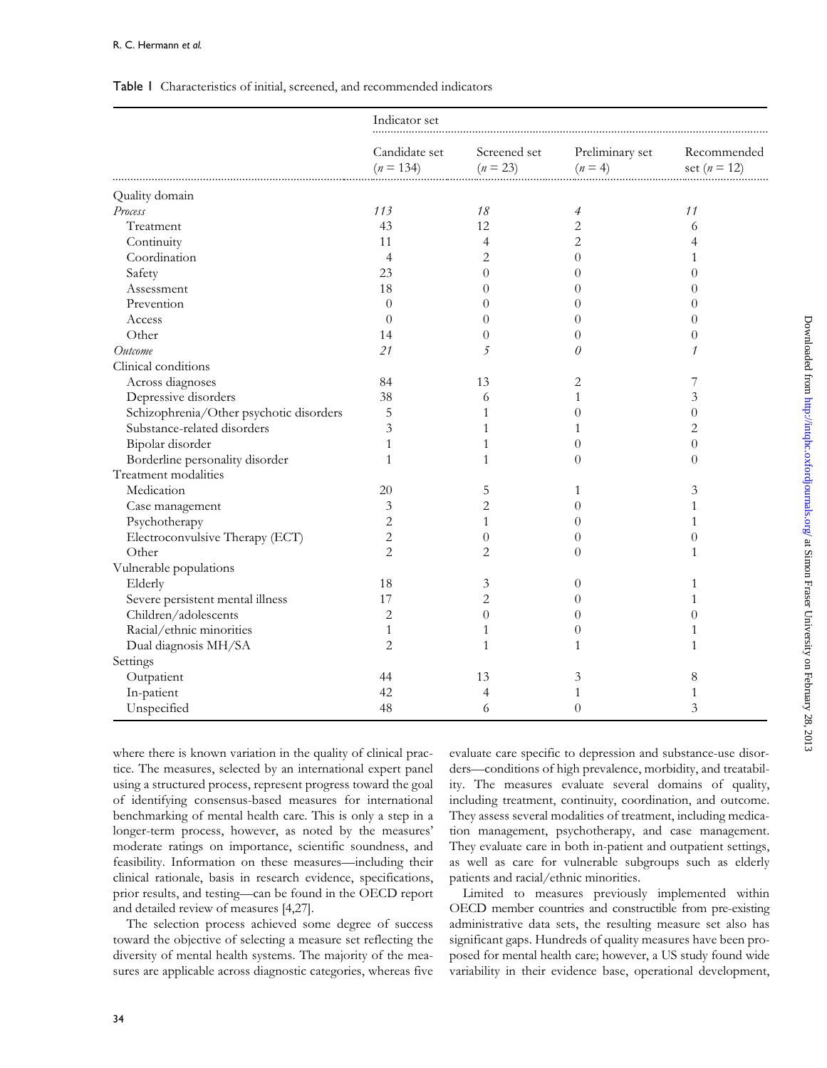Table 1 Characteristics of initial, screened, and recommended indicators

| | Indicator set | | | |
|---|---|---|---|---|
| | Candidate set ($n = 134$) | Screened set ($n = 23$) | Preliminary set ($n = 4$) | Recommended set ($n = 12$) |
| Quality domain | | | | |
| *Process* | *113* | *18* | *4* | *11* |
| Treatment | 43 | 12 | 2 | 6 |
| Continuity | 11 | 4 | 2 | 4 |
| Coordination | 4 | 2 | 0 | 1 |
| Safety | 23 | 0 | 0 | 0 |
| Assessment | 18 | 0 | 0 | 0 |
| Prevention | 0 | 0 | 0 | 0 |
| Access | 0 | 0 | 0 | 0 |
| Other | 14 | 0 | 0 | 0 |
| *Outcome* | *21* | *5* | *0* | *1* |
| Clinical conditions | | | | |
| Across diagnoses | 84 | 13 | 2 | 7 |
| Depressive disorders | 38 | 6 | 1 | 3 |
| Schizophrenia/Other psychotic disorders | 5 | 1 | 0 | 0 |
| Substance-related disorders | 3 | 1 | 1 | 2 |
| Bipolar disorder | 1 | 1 | 0 | 0 |
| Borderline personality disorder | 1 | 1 | 0 | 0 |
| Treatment modalities | | | | |
| Medication | 20 | 5 | 1 | 3 |
| Case management | 3 | 2 | 0 | 1 |
| Psychotherapy | 2 | 1 | 0 | 1 |
| Electroconvulsive Therapy (ECT) | 2 | 0 | 0 | 0 |
| Other | 2 | 2 | 0 | 1 |
| Vulnerable populations | | | | |
| Elderly | 18 | 3 | 0 | 1 |
| Severe persistent mental illness | 17 | 2 | 0 | 1 |
| Children/adolescents | 2 | 0 | 0 | 0 |
| Racial/ethnic minorities | 1 | 1 | 0 | 1 |
| Dual diagnosis MH/SA | 2 | 1 | 1 | 1 |
| Settings | | | | |
| Outpatient | 44 | 13 | 3 | 8 |
| In-patient | 42 | 4 | 1 | 1 |
| Unspecified | 48 | 6 | 0 | 3 |

where there is known variation in the quality of clinical practice. The measures, selected by an international expert panel using a structured process, represent progress toward the goal of identifying consensus-based measures for international benchmarking of mental health care. This is only a step in a longer-term process, however, as noted by the measures' moderate ratings on importance, scientific soundness, and feasibility. Information on these measures—including their clinical rationale, basis in research evidence, specifications, prior results, and testing—can be found in the OECD report and detailed review of measures [4,27].

The selection process achieved some degree of success toward the objective of selecting a measure set reflecting the diversity of mental health systems. The majority of the measures are applicable across diagnostic categories, whereas five evaluate care specific to depression and substance-use disorders—conditions of high prevalence, morbidity, and treatability. The measures evaluate several domains of quality, including treatment, continuity, coordination, and outcome. They assess several modalities of treatment, including medication management, psychotherapy, and case management. They evaluate care in both in-patient and outpatient settings, as well as care for vulnerable subgroups such as elderly patients and racial/ethnic minorities.

Limited to measures previously implemented within OECD member countries and constructible from pre-existing administrative data sets, the resulting measure set also has significant gaps. Hundreds of quality measures have been proposed for mental health care; however, a US study found wide variability in their evidence base, operational development,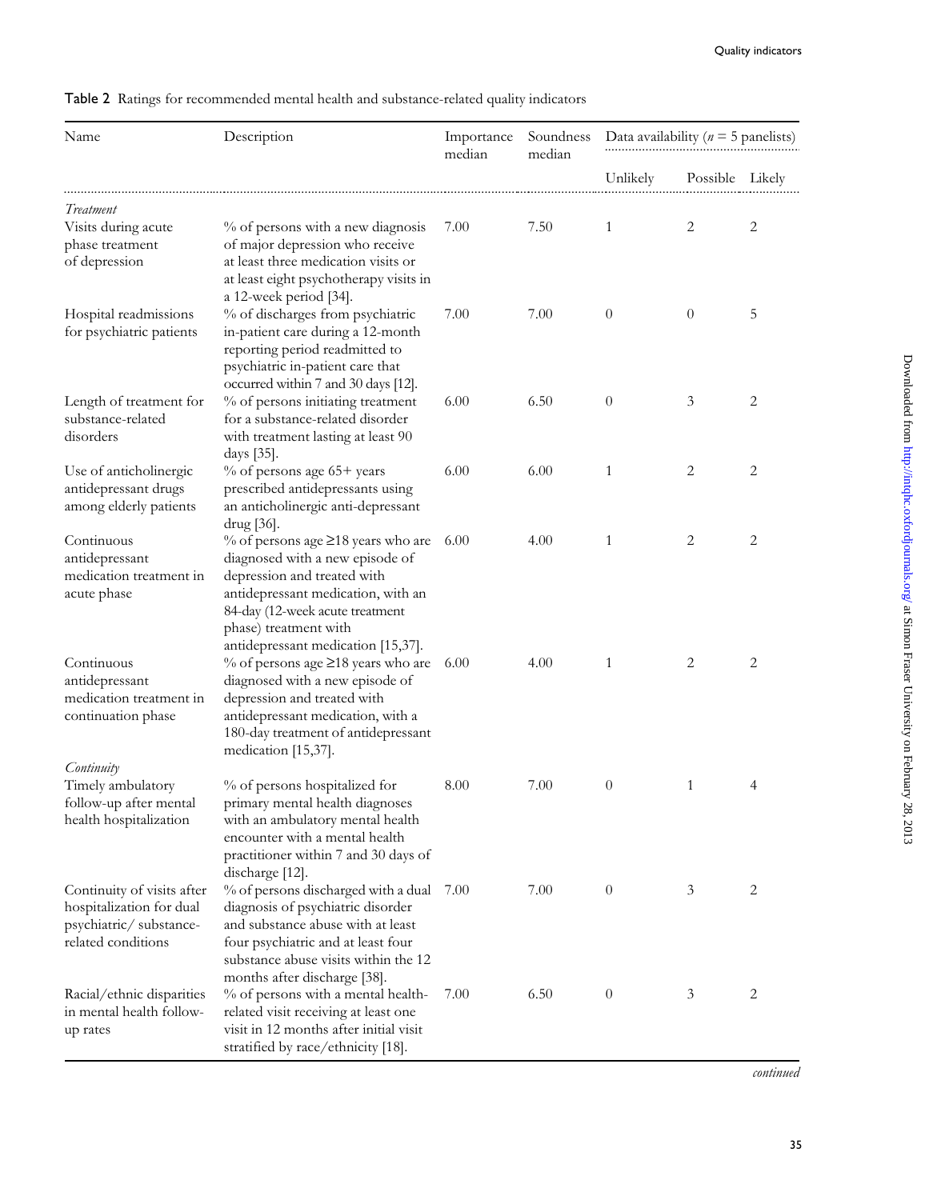Table 2 Ratings for recommended mental health and substance-related quality indicators

| Name | Description | Importance median | Soundness median | Data availability ($n$ = 5 panelists) | | |
|---|---|---|---|---|---|---|
| | | | | Unlikely | Possible | Likely |
| *Treatment* | | | | | | |
| Visits during acute phase treatment of depression | % of persons with a new diagnosis of major depression who receive at least three medication visits or at least eight psychotherapy visits in a 12-week period [34]. | 7.00 | 7.50 | 1 | 2 | 2 |
| Hospital readmissions for psychiatric patients | % of discharges from psychiatric in-patient care during a 12-month reporting period readmitted to psychiatric in-patient care that occurred within 7 and 30 days [12]. | 7.00 | 7.00 | 0 | 0 | 5 |
| Length of treatment for substance-related disorders | % of persons initiating treatment for a substance-related disorder with treatment lasting at least 90 days [35]. | 6.00 | 6.50 | 0 | 3 | 2 |
| Use of anticholinergic antidepressant drugs among elderly patients | % of persons age 65+ years prescribed antidepressants using an anticholinergic anti-depressant drug [36]. | 6.00 | 6.00 | 1 | 2 | 2 |
| Continuous antidepressant medication treatment in acute phase | % of persons age ≥18 years who are diagnosed with a new episode of depression and treated with antidepressant medication, with an 84-day (12-week acute treatment phase) treatment with antidepressant medication [15,37]. | 6.00 | 4.00 | 1 | 2 | 2 |
| Continuous antidepressant medication treatment in continuation phase | % of persons age ≥18 years who are diagnosed with a new episode of depression and treated with antidepressant medication, with a 180-day treatment of antidepressant medication [15,37]. | 6.00 | 4.00 | 1 | 2 | 2 |
| *Continuity* | | | | | | |
| Timely ambulatory follow-up after mental health hospitalization | % of persons hospitalized for primary mental health diagnoses with an ambulatory mental health encounter with a mental health practitioner within 7 and 30 days of discharge [12]. | 8.00 | 7.00 | 0 | 1 | 4 |
| Continuity of visits after hospitalization for dual psychiatric/ substance-related conditions | % of persons discharged with a dual diagnosis of psychiatric disorder and substance abuse with at least four psychiatric and at least four substance abuse visits within the 12 months after discharge [38]. | 7.00 | 7.00 | 0 | 3 | 2 |
| Racial/ethnic disparities in mental health follow-up rates | % of persons with a mental health-related visit receiving at least one visit in 12 months after initial visit stratified by race/ethnicity [18]. | 7.00 | 6.50 | 0 | 3 | 2 |

*continued*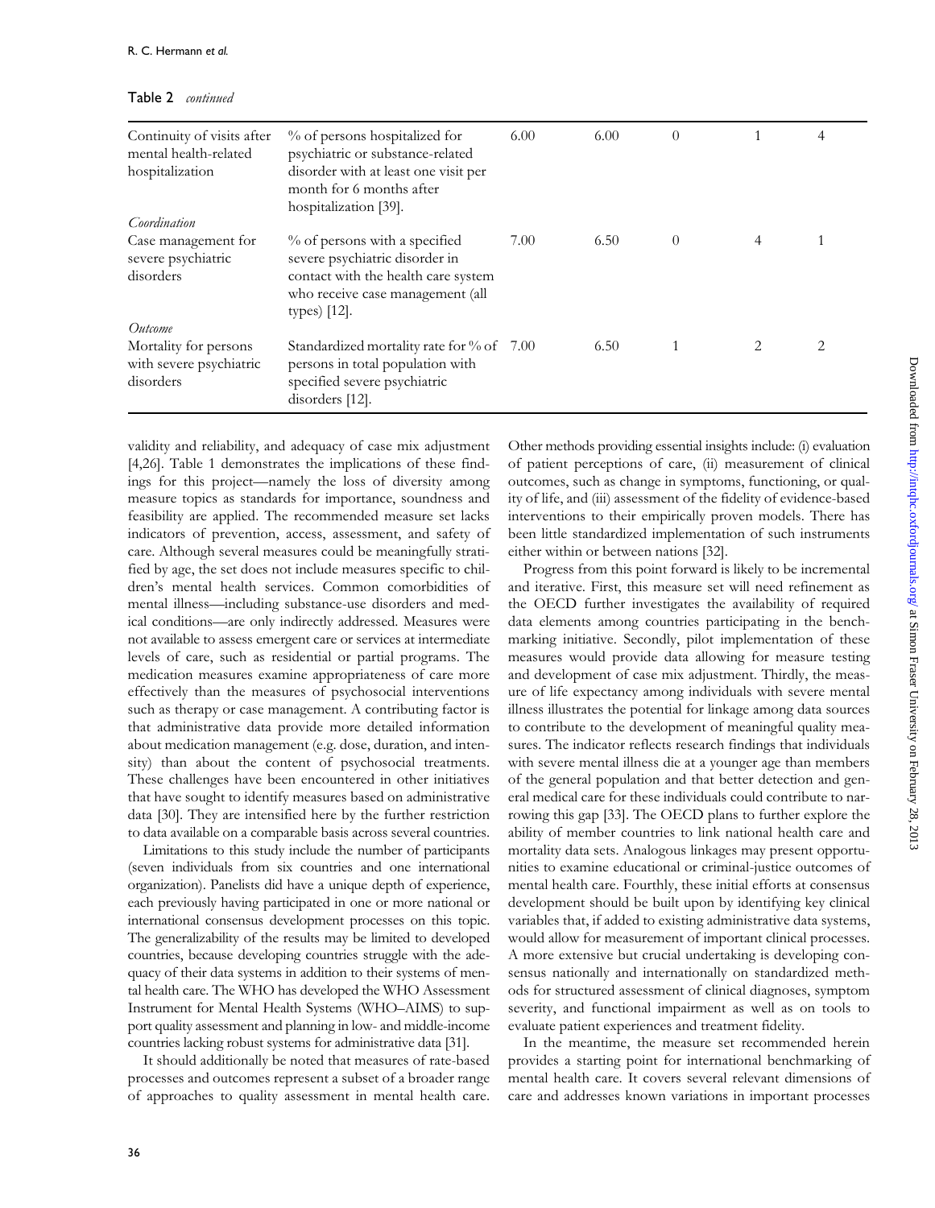Table 2 *continued*

| | | | | | | |
|---|---|---|---|---|---|---|
| Continuity of visits after mental health-related hospitalization | % of persons hospitalized for psychiatric or substance-related disorder with at least one visit per month for 6 months after hospitalization [39]. | 6.00 | 6.00 | 0 | 1 | 4 |
| *Coordination* | | | | | | |
| Case management for severe psychiatric disorders | % of persons with a specified severe psychiatric disorder in contact with the health care system who receive case management (all types) [12]. | 7.00 | 6.50 | 0 | 4 | 1 |
| *Outcome* | | | | | | |
| Mortality for persons with severe psychiatric disorders | Standardized mortality rate for % of persons in total population with specified severe psychiatric disorders [12]. | 7.00 | 6.50 | 1 | 2 | 2 |

validity and reliability, and adequacy of case mix adjustment [4,26]. Table 1 demonstrates the implications of these findings for this project—namely the loss of diversity among measure topics as standards for importance, soundness and feasibility are applied. The recommended measure set lacks indicators of prevention, access, assessment, and safety of care. Although several measures could be meaningfully stratified by age, the set does not include measures specific to children's mental health services. Common comorbidities of mental illness—including substance-use disorders and medical conditions—are only indirectly addressed. Measures were not available to assess emergent care or services at intermediate levels of care, such as residential or partial programs. The medication measures examine appropriateness of care more effectively than the measures of psychosocial interventions such as therapy or case management. A contributing factor is that administrative data provide more detailed information about medication management (e.g. dose, duration, and intensity) than about the content of psychosocial treatments. These challenges have been encountered in other initiatives that have sought to identify measures based on administrative data [30]. They are intensified here by the further restriction to data available on a comparable basis across several countries.

Limitations to this study include the number of participants (seven individuals from six countries and one international organization). Panelists did have a unique depth of experience, each previously having participated in one or more national or international consensus development processes on this topic. The generalizability of the results may be limited to developed countries, because developing countries struggle with the adequacy of their data systems in addition to their systems of mental health care. The WHO has developed the WHO Assessment Instrument for Mental Health Systems (WHO–AIMS) to support quality assessment and planning in low- and middle-income countries lacking robust systems for administrative data [31].

It should additionally be noted that measures of rate-based processes and outcomes represent a subset of a broader range of approaches to quality assessment in mental health care. Other methods providing essential insights include: (i) evaluation of patient perceptions of care, (ii) measurement of clinical outcomes, such as change in symptoms, functioning, or quality of life, and (iii) assessment of the fidelity of evidence-based interventions to their empirically proven models. There has been little standardized implementation of such instruments either within or between nations [32].

Progress from this point forward is likely to be incremental and iterative. First, this measure set will need refinement as the OECD further investigates the availability of required data elements among countries participating in the benchmarking initiative. Secondly, pilot implementation of these measures would provide data allowing for measure testing and development of case mix adjustment. Thirdly, the measure of life expectancy among individuals with severe mental illness illustrates the potential for linkage among data sources to contribute to the development of meaningful quality measures. The indicator reflects research findings that individuals with severe mental illness die at a younger age than members of the general population and that better detection and general medical care for these individuals could contribute to narrowing this gap [33]. The OECD plans to further explore the ability of member countries to link national health care and mortality data sets. Analogous linkages may present opportunities to examine educational or criminal-justice outcomes of mental health care. Fourthly, these initial efforts at consensus development should be built upon by identifying key clinical variables that, if added to existing administrative data systems, would allow for measurement of important clinical processes. A more extensive but crucial undertaking is developing consensus nationally and internationally on standardized methods for structured assessment of clinical diagnoses, symptom severity, and functional impairment as well as on tools to evaluate patient experiences and treatment fidelity.

In the meantime, the measure set recommended herein provides a starting point for international benchmarking of mental health care. It covers several relevant dimensions of care and addresses known variations in important processes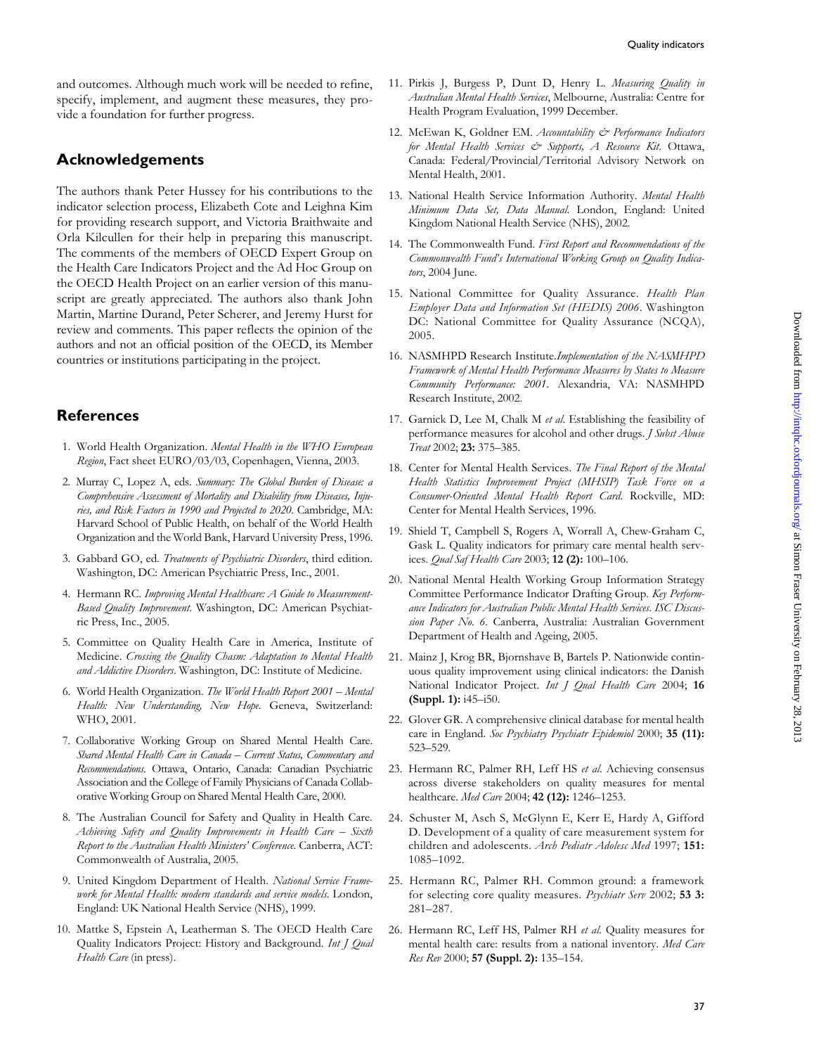and outcomes. Although much work will be needed to refine, specify, implement, and augment these measures, they provide a foundation for further progress.

## Acknowledgements

The authors thank Peter Hussey for his contributions to the indicator selection process, Elizabeth Cote and Leighna Kim for providing research support, and Victoria Braithwaite and Orla Kilcullen for their help in preparing this manuscript. The comments of the members of OECD Expert Group on the Health Care Indicators Project and the Ad Hoc Group on the OECD Health Project on an earlier version of this manuscript are greatly appreciated. The authors also thank John Martin, Martine Durand, Peter Scherer, and Jeremy Hurst for review and comments. This paper reflects the opinion of the authors and not an official position of the OECD, its Member countries or institutions participating in the project.

## References

1. World Health Organization. *Mental Health in the WHO European Region*, Fact sheet EURO/03/03, Copenhagen, Vienna, 2003.
2. Murray C, Lopez A, eds. *Summary: The Global Burden of Disease: a Comprehensive Assessment of Mortality and Disability from Diseases, Injuries, and Risk Factors in 1990 and Projected to 2020*. Cambridge, MA: Harvard School of Public Health, on behalf of the World Health Organization and the World Bank, Harvard University Press, 1996.
3. Gabbard GO, ed. *Treatments of Psychiatric Disorders*, third edition. Washington, DC: American Psychiatric Press, Inc., 2001.
4. Hermann RC. *Improving Mental Healthcare: A Guide to Measurement-Based Quality Improvement*. Washington, DC: American Psychiatric Press, Inc., 2005.
5. Committee on Quality Health Care in America, Institute of Medicine. *Crossing the Quality Chasm: Adaptation to Mental Health and Addictive Disorders*. Washington, DC: Institute of Medicine.
6. World Health Organization. *The World Health Report 2001 – Mental Health: New Understanding, New Hope*. Geneva, Switzerland: WHO, 2001.
7. Collaborative Working Group on Shared Mental Health Care. *Shared Mental Health Care in Canada – Current Status, Commentary and Recommendations*. Ottawa, Ontario, Canada: Canadian Psychiatric Association and the College of Family Physicians of Canada Collaborative Working Group on Shared Mental Health Care, 2000.
8. The Australian Council for Safety and Quality in Health Care. *Achieving Safety and Quality Improvements in Health Care – Sixth Report to the Australian Health Ministers' Conference*. Canberra, ACT: Commonwealth of Australia, 2005.
9. United Kingdom Department of Health. *National Service Framework for Mental Health: modern standards and service models*. London, England: UK National Health Service (NHS), 1999.
10. Mattke S, Epstein A, Leatherman S. The OECD Health Care Quality Indicators Project: History and Background. *Int J Qual Health Care* (in press).
11. Pirkis J, Burgess P, Dunt D, Henry L. *Measuring Quality in Australian Mental Health Services*, Melbourne, Australia: Centre for Health Program Evaluation, 1999 December.
12. McEwan K, Goldner EM. *Accountability & Performance Indicators for Mental Health Services & Supports, A Resource Kit*. Ottawa, Canada: Federal/Provincial/Territorial Advisory Network on Mental Health, 2001.
13. National Health Service Information Authority. *Mental Health Minimum Data Set, Data Manual*. London, England: United Kingdom National Health Service (NHS), 2002.
14. The Commonwealth Fund. *First Report and Recommendations of the Commonwealth Fund's International Working Group on Quality Indicators*, 2004 June.
15. National Committee for Quality Assurance. *Health Plan Employer Data and Information Set (HEDIS) 2006*. Washington DC: National Committee for Quality Assurance (NCQA), 2005.
16. NASMHPD Research Institute.*Implementation of the NASMHPD Framework of Mental Health Performance Measures by States to Measure Community Performance: 2001*. Alexandria, VA: NASMHPD Research Institute, 2002.
17. Garnick D, Lee M, Chalk M *et al*. Establishing the feasibility of performance measures for alcohol and other drugs. *J Subst Abuse Treat* 2002; **23:** 375–385.
18. Center for Mental Health Services. *The Final Report of the Mental Health Statistics Improvement Project (MHSIP) Task Force on a Consumer-Oriented Mental Health Report Card*. Rockville, MD: Center for Mental Health Services, 1996.
19. Shield T, Campbell S, Rogers A, Worrall A, Chew-Graham C, Gask L. Quality indicators for primary care mental health services. *Qual Saf Health Care* 2003; **12 (2):** 100–106.
20. National Mental Health Working Group Information Strategy Committee Performance Indicator Drafting Group. *Key Performance Indicators for Australian Public Mental Health Services. ISC Discussion Paper No. 6*. Canberra, Australia: Australian Government Department of Health and Ageing, 2005.
21. Mainz J, Krog BR, Bjornshave B, Bartels P. Nationwide continuous quality improvement using clinical indicators: the Danish National Indicator Project. *Int J Qual Health Care* 2004; **16 (Suppl. 1):** i45–i50.
22. Glover GR. A comprehensive clinical database for mental health care in England. *Soc Psychiatry Psychiatr Epidemiol* 2000; **35 (11):** 523–529.
23. Hermann RC, Palmer RH, Leff HS *et al*. Achieving consensus across diverse stakeholders on quality measures for mental healthcare. *Med Care* 2004; **42 (12):** 1246–1253.
24. Schuster M, Asch S, McGlynn E, Kerr E, Hardy A, Gifford D. Development of a quality of care measurement system for children and adolescents. *Arch Pediatr Adolesc Med* 1997; **151:** 1085–1092.
25. Hermann RC, Palmer RH. Common ground: a framework for selecting core quality measures. *Psychiatr Serv* 2002; **53 3:** 281–287.
26. Hermann RC, Leff HS, Palmer RH *et al*. Quality measures for mental health care: results from a national inventory. *Med Care Res Rev* 2000; **57 (Suppl. 2):** 135–154.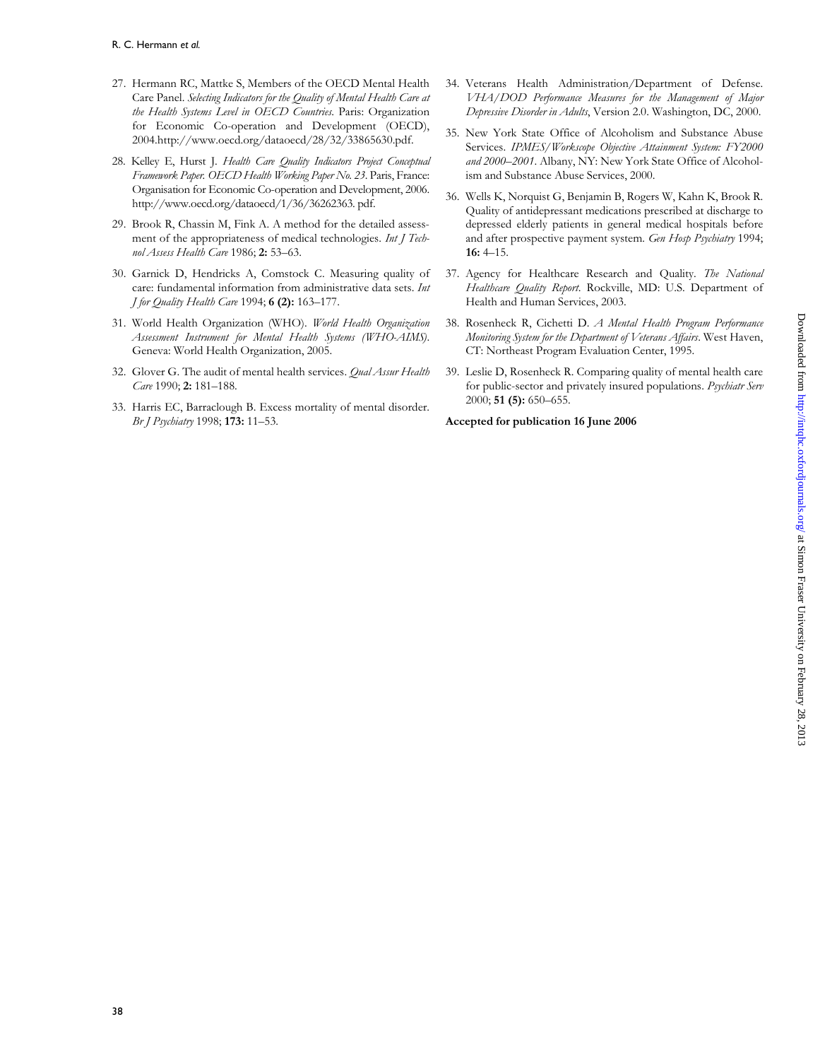27. Hermann RC, Mattke S, Members of the OECD Mental Health Care Panel. *Selecting Indicators for the Quality of Mental Health Care at the Health Systems Level in OECD Countries*. Paris: Organization for Economic Co-operation and Development (OECD), 2004.http://www.oecd.org/dataoecd/28/32/33865630.pdf.
28. Kelley E, Hurst J. *Health Care Quality Indicators Project Conceptual Framework Paper. OECD Health Working Paper No. 23*. Paris, France: Organisation for Economic Co-operation and Development, 2006. http://www.oecd.org/dataoecd/1/36/36262363. pdf.
29. Brook R, Chassin M, Fink A. A method for the detailed assessment of the appropriateness of medical technologies. *Int J Technol Assess Health Care* 1986; **2:** 53–63.
30. Garnick D, Hendricks A, Comstock C. Measuring quality of care: fundamental information from administrative data sets. *Int J for Quality Health Care* 1994; **6 (2):** 163–177.
31. World Health Organization (WHO). *World Health Organization Assessment Instrument for Mental Health Systems (WHO-AIMS)*. Geneva: World Health Organization, 2005.
32. Glover G. The audit of mental health services. *Qual Assur Health Care* 1990; **2:** 181–188.
33. Harris EC, Barraclough B. Excess mortality of mental disorder. *Br J Psychiatry* 1998; **173:** 11–53.
34. Veterans Health Administration/Department of Defense. *VHA/DOD Performance Measures for the Management of Major Depressive Disorder in Adults*, Version 2.0. Washington, DC, 2000.
35. New York State Office of Alcoholism and Substance Abuse Services. *IPMES/Workscope Objective Attainment System: FY2000 and 2000–2001*. Albany, NY: New York State Office of Alcoholism and Substance Abuse Services, 2000.
36. Wells K, Norquist G, Benjamin B, Rogers W, Kahn K, Brook R. Quality of antidepressant medications prescribed at discharge to depressed elderly patients in general medical hospitals before and after prospective payment system. *Gen Hosp Psychiatry* 1994; **16:** 4–15.
37. Agency for Healthcare Research and Quality. *The National Healthcare Quality Report*. Rockville, MD: U.S. Department of Health and Human Services, 2003.
38. Rosenheck R, Cichetti D. *A Mental Health Program Performance Monitoring System for the Department of Veterans Affairs*. West Haven, CT: Northeast Program Evaluation Center, 1995.
39. Leslie D, Rosenheck R. Comparing quality of mental health care for public-sector and privately insured populations. *Psychiatr Serv* 2000; **51 (5):** 650–655.

**Accepted for publication 16 June 2006**